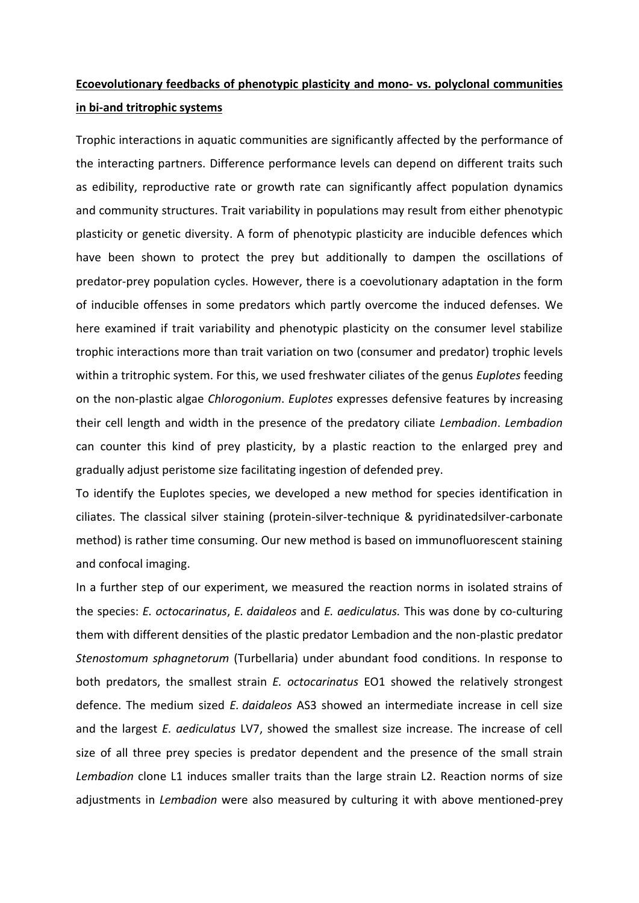**Ecoevolutionary feedbacks of phenotypic plasticity and mono- vs. polyclonal communities in bi-and tritrophic systems**

Trophic interactions in aquatic communities are significantly affected by the performance of the interacting partners. Difference performance levels can depend on different traits such as edibility, reproductive rate or growth rate can significantly affect population dynamics and community structures. Trait variability in populations may result from either phenotypic plasticity or genetic diversity. A form of phenotypic plasticity are inducible defences which have been shown to protect the prey but additionally to dampen the oscillations of predator-prey population cycles. However, there is a coevolutionary adaptation in the form of inducible offenses in some predators which partly overcome the induced defenses. We here examined if trait variability and phenotypic plasticity on the consumer level stabilize trophic interactions more than trait variation on two (consumer and predator) trophic levels within a tritrophic system. For this, we used freshwater ciliates of the genus *Euplotes* feeding on the non-plastic algae *Chlorogonium*. *Euplotes* expresses defensive features by increasing their cell length and width in the presence of the predatory ciliate *Lembadion*. *Lembadion* can counter this kind of prey plasticity, by a plastic reaction to the enlarged prey and gradually adjust peristome size facilitating ingestion of defended prey.

To identify the Euplotes species, we developed a new method for species identification in ciliates. The classical silver staining (protein-silver-technique & pyridinatedsilver-carbonate method) is rather time consuming. Our new method is based on immunofluorescent staining and confocal imaging.

In a further step of our experiment, we measured the reaction norms in isolated strains of the species: *E. octocarinatus*, *E. daidaleos* and *E. aediculatus.* This was done by co-culturing them with different densities of the plastic predator Lembadion and the non-plastic predator *Stenostomum sphagnetorum* (Turbellaria) under abundant food conditions. In response to both predators, the smallest strain *E. octocarinatus* EO1 showed the relatively strongest defence. The medium sized *E. daidaleos* AS3 showed an intermediate increase in cell size and the largest *E. aediculatus* LV7, showed the smallest size increase. The increase of cell size of all three prey species is predator dependent and the presence of the small strain *Lembadion* clone L1 induces smaller traits than the large strain L2. Reaction norms of size adjustments in *Lembadion* were also measured by culturing it with above mentioned-prey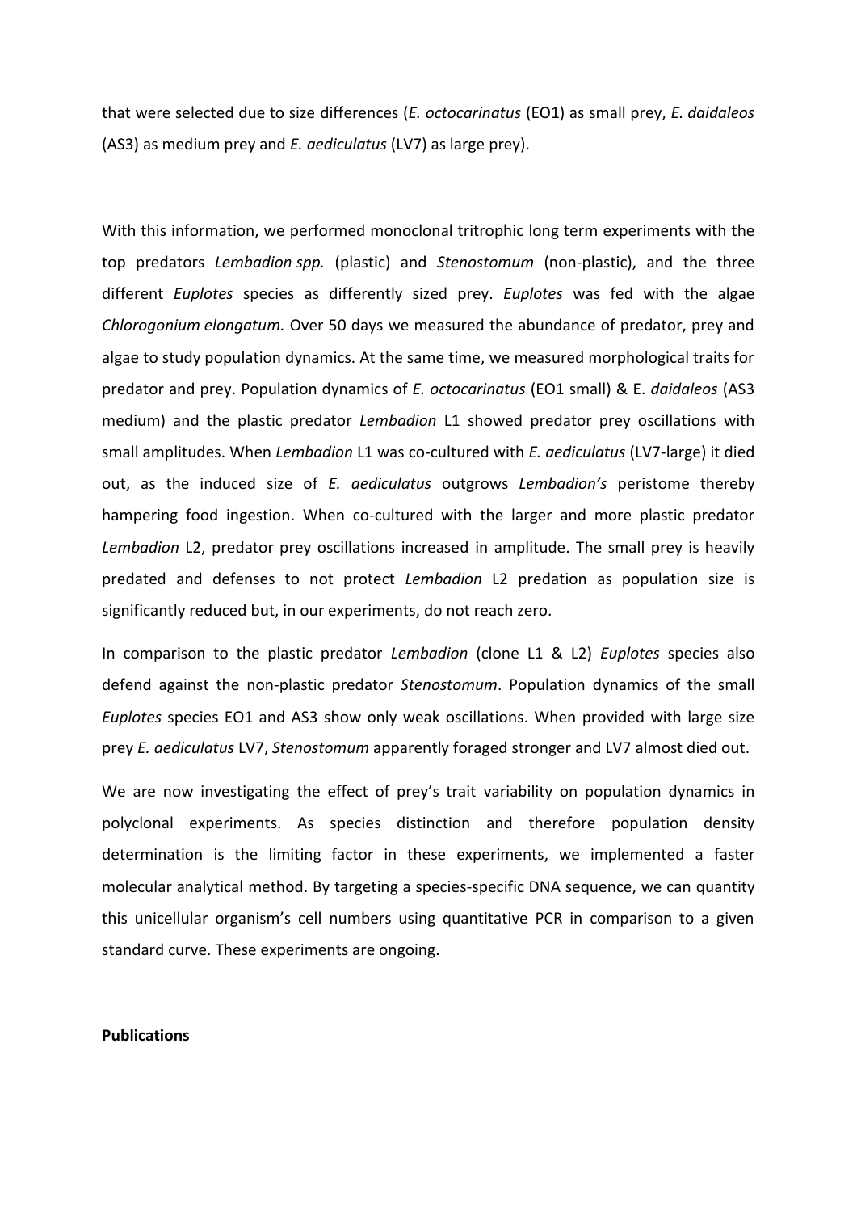that were selected due to size differences (*E. octocarinatus* (EO1) as small prey, *E. daidaleos* (AS3) as medium prey and *E. aediculatus* (LV7) as large prey).

With this information, we performed monoclonal tritrophic long term experiments with the top predators *Lembadion spp.* (plastic) and *Stenostomum* (non-plastic), and the three different *Euplotes* species as differently sized prey. *Euplotes* was fed with the algae *Chlorogonium elongatum.* Over 50 days we measured the abundance of predator, prey and algae to study population dynamics. At the same time, we measured morphological traits for predator and prey. Population dynamics of *E. octocarinatus* (EO1 small) & E. *daidaleos* (AS3 medium) and the plastic predator *Lembadion* L1 showed predator prey oscillations with small amplitudes. When *Lembadion* L1 was co-cultured with *E. aediculatus* (LV7-large) it died out, as the induced size of *E. aediculatus* outgrows *Lembadion's* peristome thereby hampering food ingestion. When co-cultured with the larger and more plastic predator *Lembadion* L2, predator prey oscillations increased in amplitude. The small prey is heavily predated and defenses to not protect *Lembadion* L2 predation as population size is significantly reduced but, in our experiments, do not reach zero.

In comparison to the plastic predator *Lembadion* (clone L1 & L2) *Euplotes* species also defend against the non-plastic predator *Stenostomum*. Population dynamics of the small *Euplotes* species EO1 and AS3 show only weak oscillations. When provided with large size prey *E. aediculatus* LV7, *Stenostomum* apparently foraged stronger and LV7 almost died out.

We are now investigating the effect of prey's trait variability on population dynamics in polyclonal experiments. As species distinction and therefore population density determination is the limiting factor in these experiments, we implemented a faster molecular analytical method. By targeting a species-specific DNA sequence, we can quantity this unicellular organism's cell numbers using quantitative PCR in comparison to a given standard curve. These experiments are ongoing.

**Publications**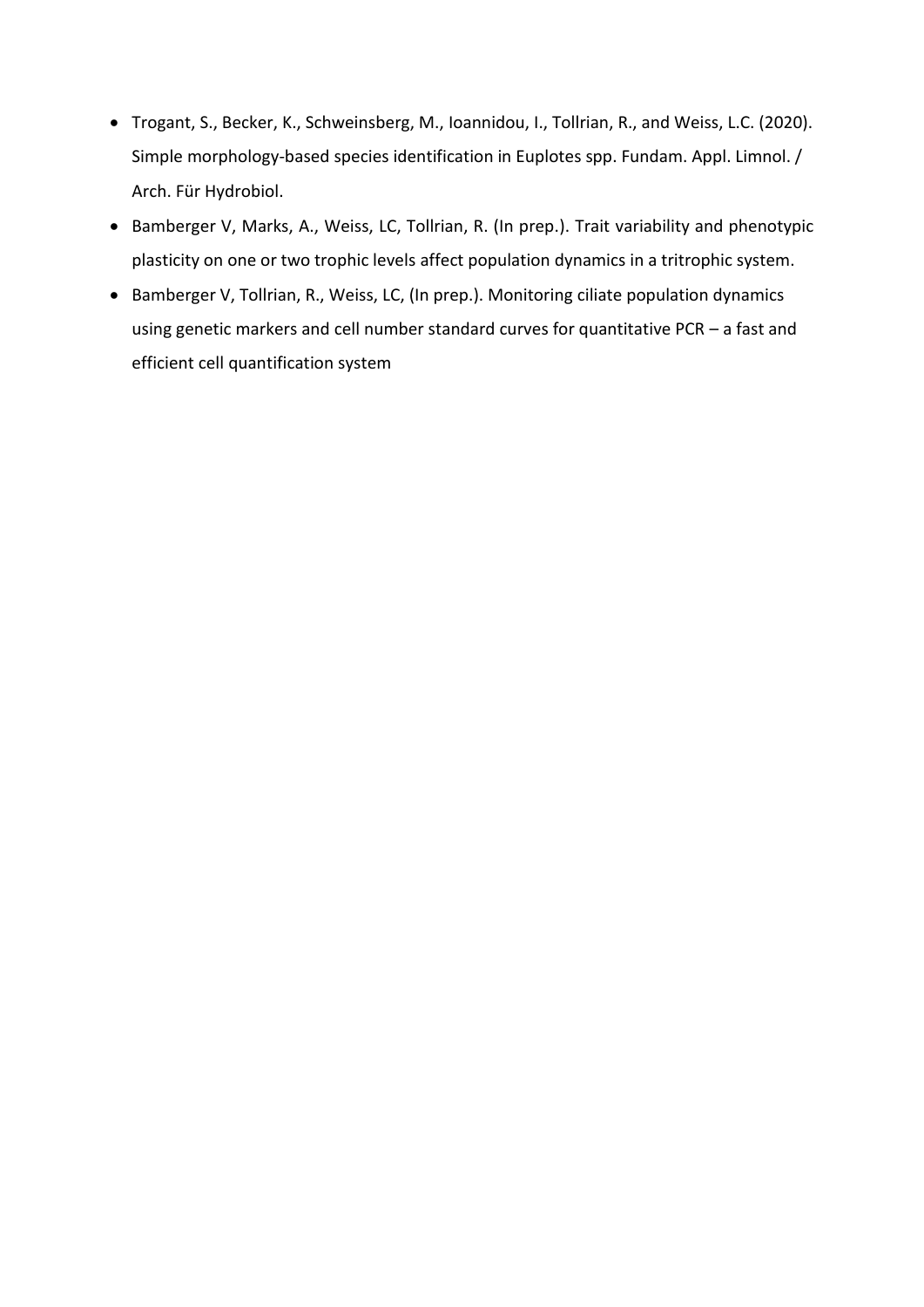- Trogant, S., Becker, K., Schweinsberg, M., Ioannidou, I., Tollrian, R., and Weiss, L.C. (2020). Simple morphology-based species identification in Euplotes spp. Fundam. Appl. Limnol. / Arch. Für Hydrobiol.
- Bamberger V, Marks, A., Weiss, LC, Tollrian, R. (In prep.). Trait variability and phenotypic plasticity on one or two trophic levels affect population dynamics in a tritrophic system.
- Bamberger V, Tollrian, R., Weiss, LC, (In prep.). Monitoring ciliate population dynamics using genetic markers and cell number standard curves for quantitative PCR – a fast and efficient cell quantification system